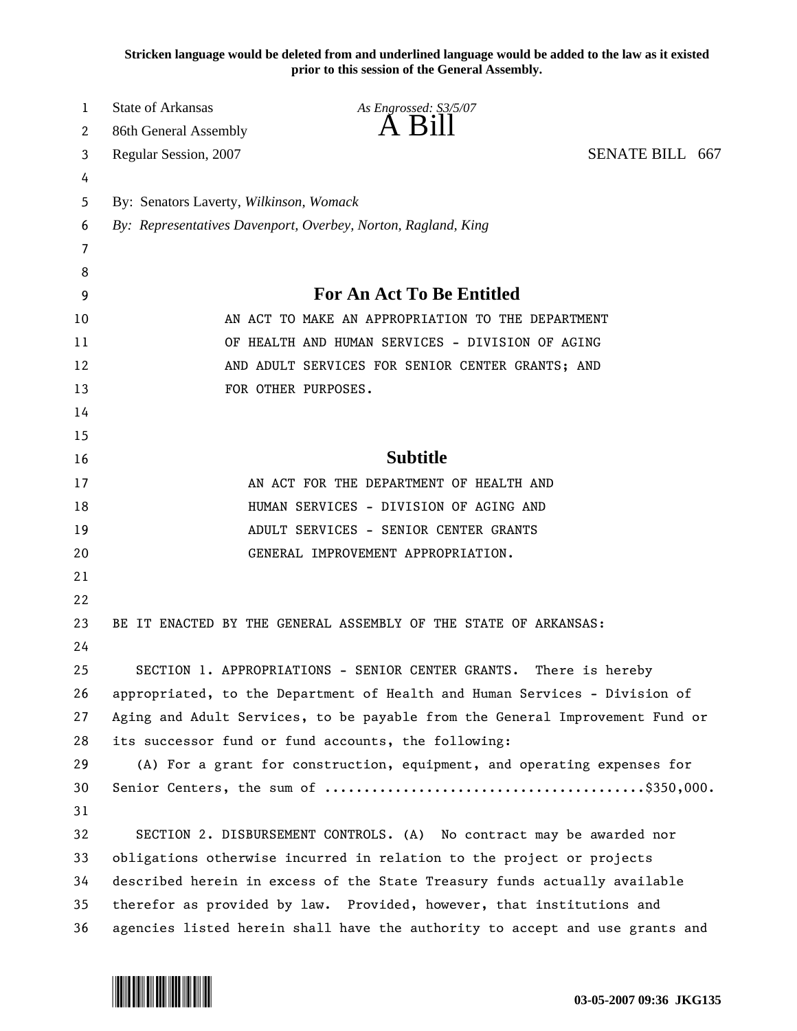**Stricken language would be deleted from and underlined language would be added to the law as it existed prior to this session of the General Assembly.**

State of Arkansas
86th General Assembly
Regular Session, 2007

*As Engrossed: S3/5/07*

# A Bill

SENATE BILL 667

By: Senators Laverty, *Wilkinson, Womack*
*By: Representatives Davenport, Overbey, Norton, Ragland, King*

## For An Act To Be Entitled

AN ACT TO MAKE AN APPROPRIATION TO THE DEPARTMENT OF HEALTH AND HUMAN SERVICES - DIVISION OF AGING AND ADULT SERVICES FOR SENIOR CENTER GRANTS; AND FOR OTHER PURPOSES.

## Subtitle

AN ACT FOR THE DEPARTMENT OF HEALTH AND HUMAN SERVICES - DIVISION OF AGING AND ADULT SERVICES - SENIOR CENTER GRANTS GENERAL IMPROVEMENT APPROPRIATION.

BE IT ENACTED BY THE GENERAL ASSEMBLY OF THE STATE OF ARKANSAS:

SECTION 1. APPROPRIATIONS - SENIOR CENTER GRANTS. There is hereby appropriated, to the Department of Health and Human Services - Division of Aging and Adult Services, to be payable from the General Improvement Fund or its successor fund or fund accounts, the following:

(A) For a grant for construction, equipment, and operating expenses for Senior Centers, the sum of ........................................$350,000.

SECTION 2. DISBURSEMENT CONTROLS. (A) No contract may be awarded nor obligations otherwise incurred in relation to the project or projects described herein in excess of the State Treasury funds actually available therefor as provided by law. Provided, however, that institutions and agencies listed herein shall have the authority to accept and use grants and

03-05-2007 09:36 JKG135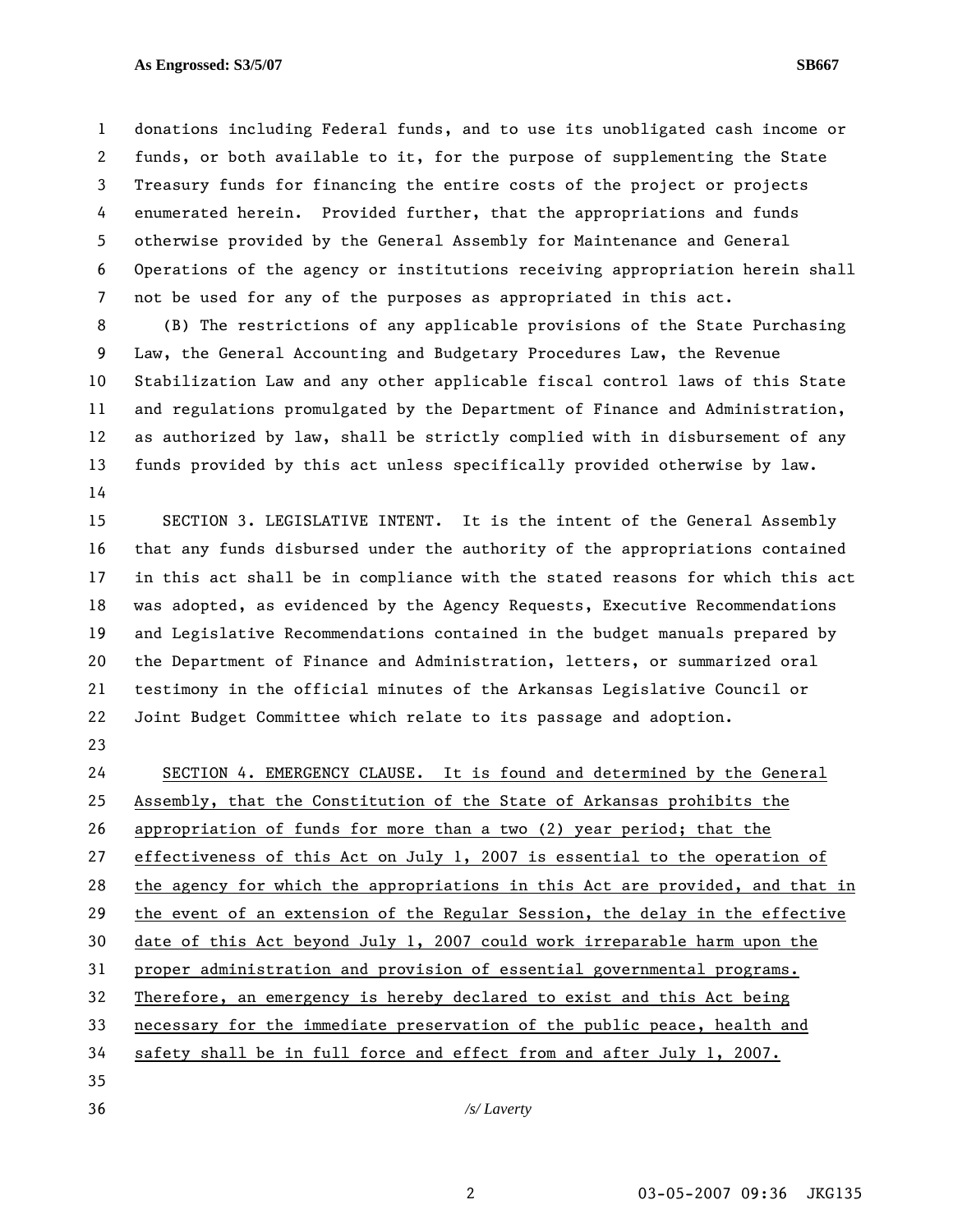donations including Federal funds, and to use its unobligated cash income or funds, or both available to it, for the purpose of supplementing the State Treasury funds for financing the entire costs of the project or projects enumerated herein. Provided further, that the appropriations and funds otherwise provided by the General Assembly for Maintenance and General Operations of the agency or institutions receiving appropriation herein shall not be used for any of the purposes as appropriated in this act.

(B) The restrictions of any applicable provisions of the State Purchasing Law, the General Accounting and Budgetary Procedures Law, the Revenue Stabilization Law and any other applicable fiscal control laws of this State and regulations promulgated by the Department of Finance and Administration, as authorized by law, shall be strictly complied with in disbursement of any funds provided by this act unless specifically provided otherwise by law.

SECTION 3. LEGISLATIVE INTENT. It is the intent of the General Assembly that any funds disbursed under the authority of the appropriations contained in this act shall be in compliance with the stated reasons for which this act was adopted, as evidenced by the Agency Requests, Executive Recommendations and Legislative Recommendations contained in the budget manuals prepared by the Department of Finance and Administration, letters, or summarized oral testimony in the official minutes of the Arkansas Legislative Council or Joint Budget Committee which relate to its passage and adoption.

SECTION 4. EMERGENCY CLAUSE. It is found and determined by the General Assembly, that the Constitution of the State of Arkansas prohibits the appropriation of funds for more than a two (2) year period; that the effectiveness of this Act on July 1, 2007 is essential to the operation of the agency for which the appropriations in this Act are provided, and that in the event of an extension of the Regular Session, the delay in the effective date of this Act beyond July 1, 2007 could work irreparable harm upon the proper administration and provision of essential governmental programs. Therefore, an emergency is hereby declared to exist and this Act being necessary for the immediate preservation of the public peace, health and safety shall be in full force and effect from and after July 1, 2007.

*/s/ Laverty*